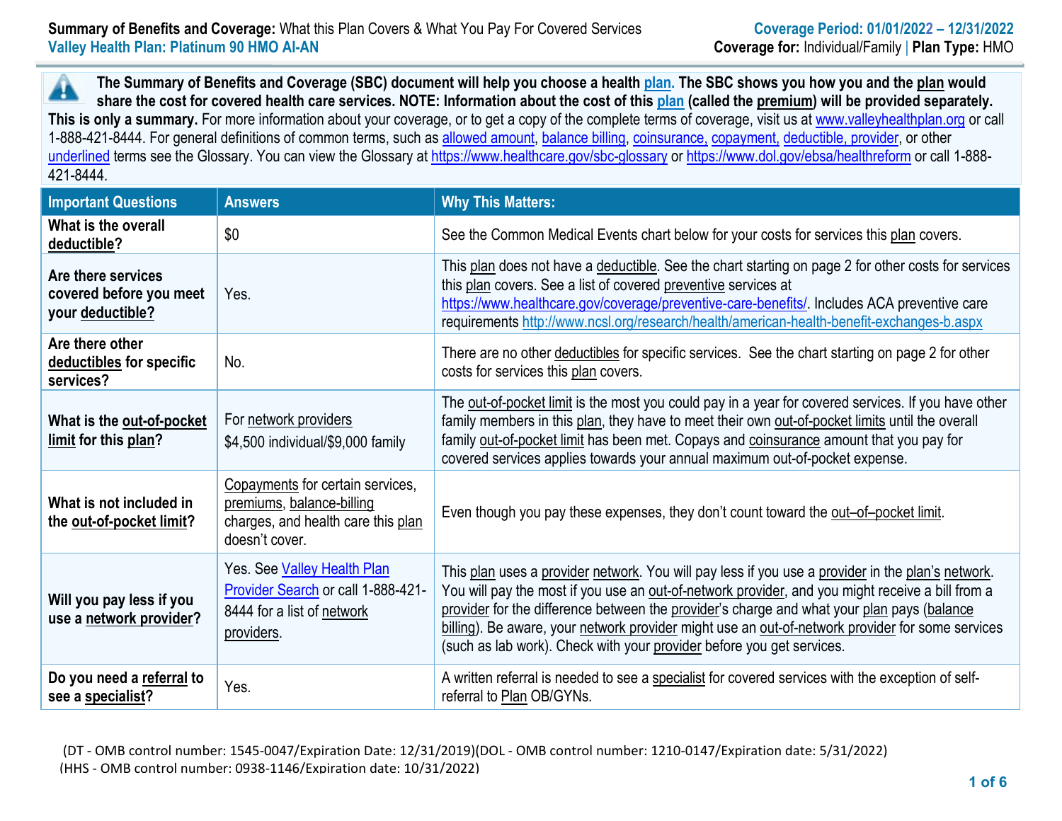**Summary of Benefits and Coverage:** What this Plan Covers & What You Pay For Covered Services
**Valley Health Plan: Platinum 90 HMO AI-AN**

**Coverage Period: 01/01/2022 – 12/31/2022**
**Coverage for:** Individual/Family | **Plan Type:** HMO

**The Summary of Benefits and Coverage (SBC) document will help you choose a health plan. The SBC shows you how you and the plan would share the cost for covered health care services. NOTE: Information about the cost of this plan (called the premium) will be provided separately. This is only a summary.** For more information about your coverage, or to get a copy of the complete terms of coverage, visit us at www.valleyhealthplan.org or call 1-888-421-8444. For general definitions of common terms, such as allowed amount, balance billing, coinsurance, copayment, deductible, provider, or other underlined terms see the Glossary. You can view the Glossary at https://www.healthcare.gov/sbc-glossary or https://www.dol.gov/ebsa/healthreform or call 1-888-421-8444.

| Important Questions | Answers | Why This Matters: |
|---|---|---|
| **What is the overall deductible?** | $0 | See the Common Medical Events chart below for your costs for services this plan covers. |
| **Are there services covered before you meet your deductible?** | Yes. | This plan does not have a deductible. See the chart starting on page 2 for other costs for services this plan covers. See a list of covered preventive services at https://www.healthcare.gov/coverage/preventive-care-benefits/. Includes ACA preventive care requirements http://www.ncsl.org/research/health/american-health-benefit-exchanges-b.aspx |
| **Are there other deductibles for specific services?** | No. | There are no other deductibles for specific services. See the chart starting on page 2 for other costs for services this plan covers. |
| **What is the out-of-pocket limit for this plan?** | For network providers<br>$4,500 individual/$9,000 family | The out-of-pocket limit is the most you could pay in a year for covered services. If you have other family members in this plan, they have to meet their own out-of-pocket limits until the overall family out-of-pocket limit has been met. Copays and coinsurance amount that you pay for covered services applies towards your annual maximum out-of-pocket expense. |
| **What is not included in the out-of-pocket limit?** | Copayments for certain services, premiums, balance-billing charges, and health care this plan doesn't cover. | Even though you pay these expenses, they don't count toward the out–of–pocket limit. |
| **Will you pay less if you use a network provider?** | Yes. See Valley Health Plan Provider Search or call 1-888-421-8444 for a list of network providers. | This plan uses a provider network. You will pay less if you use a provider in the plan's network. You will pay the most if you use an out-of-network provider, and you might receive a bill from a provider for the difference between the provider's charge and what your plan pays (balance billing). Be aware, your network provider might use an out-of-network provider for some services (such as lab work). Check with your provider before you get services. |
| **Do you need a referral to see a specialist?** | Yes. | A written referral is needed to see a specialist for covered services with the exception of self-referral to Plan OB/GYNs. |

(DT - OMB control number: 1545-0047/Expiration Date: 12/31/2019)(DOL - OMB control number: 1210-0147/Expiration date: 5/31/2022)
(HHS - OMB control number: 0938-1146/Expiration date: 10/31/2022)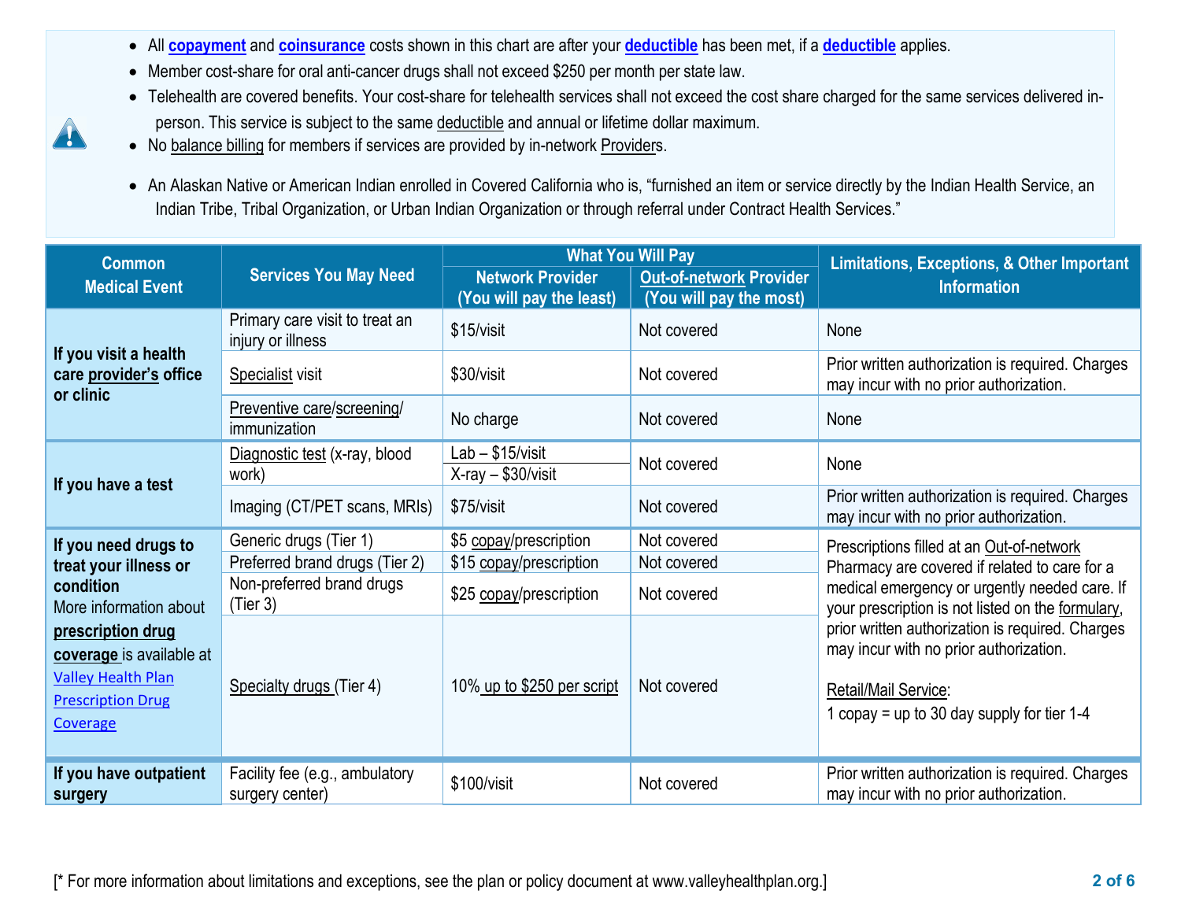- All **copayment** and **coinsurance** costs shown in this chart are after your **deductible** has been met, if a **deductible** applies.
- Member cost-share for oral anti-cancer drugs shall not exceed $250 per month per state law.
- Telehealth are covered benefits. Your cost-share for telehealth services shall not exceed the cost share charged for the same services delivered in-person. This service is subject to the same deductible and annual or lifetime dollar maximum.
- No balance billing for members if services are provided by in-network Providers.
- An Alaskan Native or American Indian enrolled in Covered California who is, "furnished an item or service directly by the Indian Health Service, an Indian Tribe, Tribal Organization, or Urban Indian Organization or through referral under Contract Health Services."

| Common Medical Event | Services You May Need | What You Will Pay | | Limitations, Exceptions, & Other Important Information |
|---|---|---|---|---|
| | | Network Provider (You will pay the least) | Out-of-network Provider (You will pay the most) | |
| **If you visit a health care provider's office or clinic** | Primary care visit to treat an injury or illness | $15/visit | Not covered | None |
| | Specialist visit | $30/visit | Not covered | Prior written authorization is required. Charges may incur with no prior authorization. |
| | Preventive care/screening/ immunization | No charge | Not covered | None |
| **If you have a test** | Diagnostic test (x-ray, blood work) | Lab – $15/visit<br>X-ray – $30/visit | Not covered | None |
| | Imaging (CT/PET scans, MRIs) | $75/visit | Not covered | Prior written authorization is required. Charges may incur with no prior authorization. |
| **If you need drugs to treat your illness or condition**<br>More information about **prescription drug coverage** is available at Valley Health Plan Prescription Drug Coverage | Generic drugs (Tier 1) | $5 copay/prescription | Not covered | Prescriptions filled at an Out-of-network Pharmacy are covered if related to care for a medical emergency or urgently needed care. If your prescription is not listed on the formulary, prior written authorization is required. Charges may incur with no prior authorization.<br><br>Retail/Mail Service:<br>1 copay = up to 30 day supply for tier 1-4 |
| | Preferred brand drugs (Tier 2) | $15 copay/prescription | Not covered | |
| | Non-preferred brand drugs (Tier 3) | $25 copay/prescription | Not covered | |
| | Specialty drugs (Tier 4) | 10% up to $250 per script | Not covered | |
| **If you have outpatient surgery** | Facility fee (e.g., ambulatory surgery center) | $100/visit | Not covered | Prior written authorization is required. Charges may incur with no prior authorization. |

[* For more information about limitations and exceptions, see the plan or policy document at www.valleyhealthplan.org.]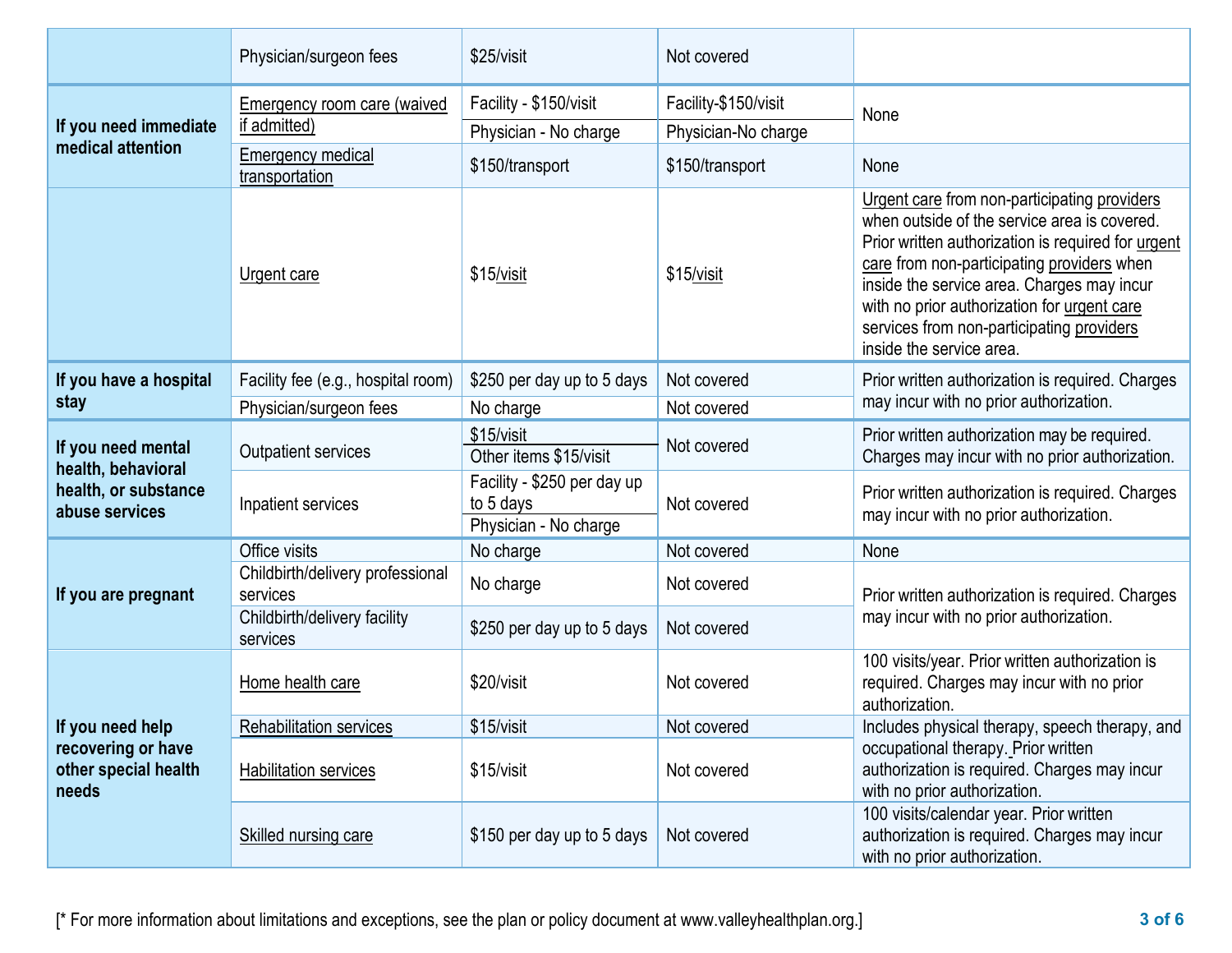| | | | | |
|---|---|---|---|---|
| | Physician/surgeon fees | $25/visit | Not covered | |
| If you need immediate medical attention | Emergency room care (waived if admitted) | Facility - $150/visit<br>Physician - No charge | Facility-$150/visit<br>Physician-No charge | None |
| | Emergency medical transportation | $150/transport | $150/transport | None |
| | Urgent care | $15/visit | $15/visit | Urgent care from non-participating providers when outside of the service area is covered. Prior written authorization is required for urgent care from non-participating providers when inside the service area. Charges may incur with no prior authorization for urgent care services from non-participating providers inside the service area. |
| If you have a hospital stay | Facility fee (e.g., hospital room) | $250 per day up to 5 days | Not covered | Prior written authorization is required. Charges may incur with no prior authorization. |
| | Physician/surgeon fees | No charge | Not covered | |
| If you need mental health, behavioral health, or substance abuse services | Outpatient services | $15/visit<br>Other items $15/visit | Not covered | Prior written authorization may be required. Charges may incur with no prior authorization. |
| | Inpatient services | Facility - $250 per day up to 5 days<br>Physician - No charge | Not covered | Prior written authorization is required. Charges may incur with no prior authorization. |
| If you are pregnant | Office visits | No charge | Not covered | None |
| | Childbirth/delivery professional services | No charge | Not covered | Prior written authorization is required. Charges may incur with no prior authorization. |
| | Childbirth/delivery facility services | $250 per day up to 5 days | Not covered | |
| If you need help recovering or have other special health needs | Home health care | $20/visit | Not covered | 100 visits/year. Prior written authorization is required. Charges may incur with no prior authorization. |
| | Rehabilitation services | $15/visit | Not covered | Includes physical therapy, speech therapy, and occupational therapy. Prior written authorization is required. Charges may incur with no prior authorization. |
| | Habilitation services | $15/visit | Not covered | |
| | Skilled nursing care | $150 per day up to 5 days | Not covered | 100 visits/calendar year. Prior written authorization is required. Charges may incur with no prior authorization. |

[* For more information about limitations and exceptions, see the plan or policy document at www.valleyhealthplan.org.]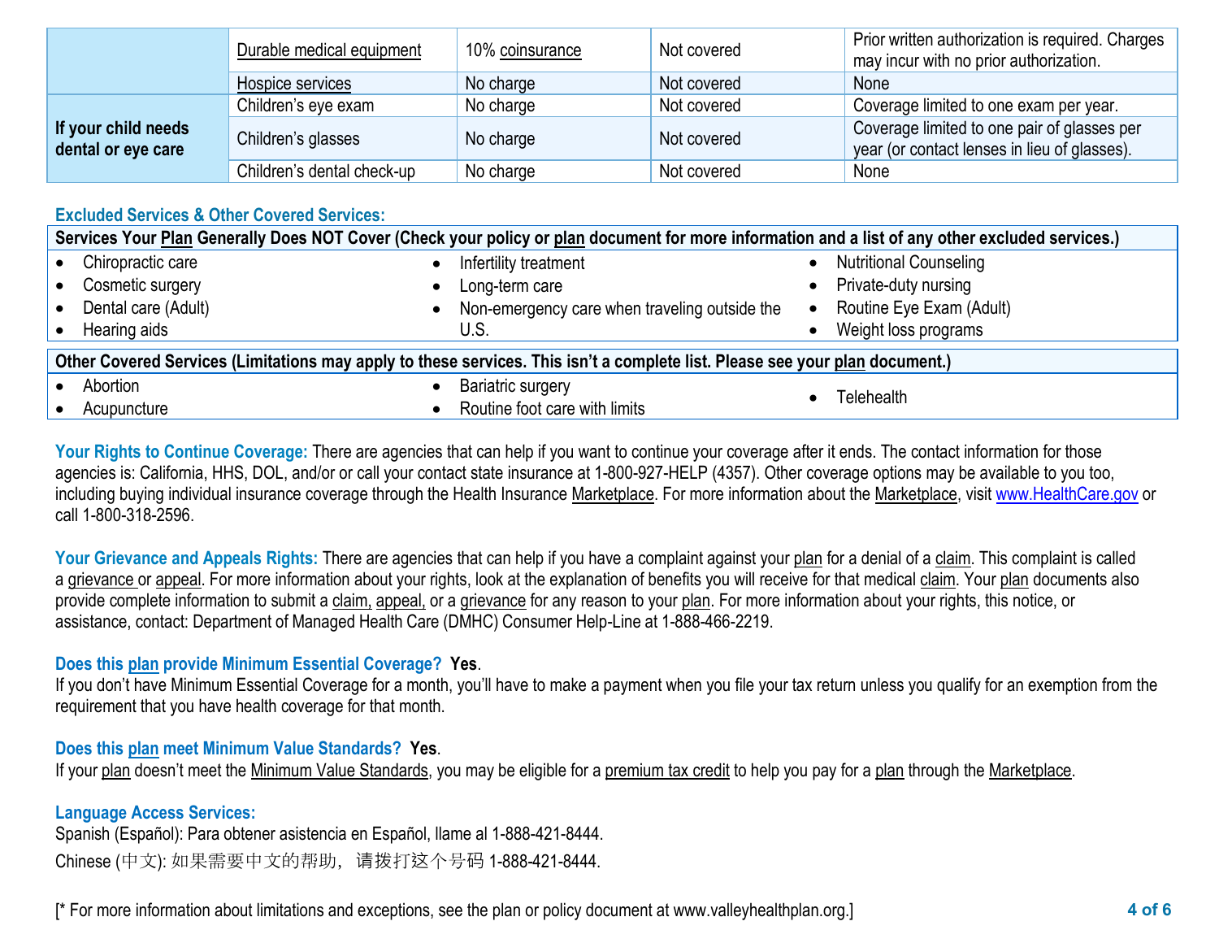| | | | | |
|---|---|---|---|---|
| | Durable medical equipment | 10% coinsurance | Not covered | Prior written authorization is required. Charges may incur with no prior authorization. |
| | Hospice services | No charge | Not covered | None |
| If your child needs dental or eye care | Children's eye exam | No charge | Not covered | Coverage limited to one exam per year. |
| | Children's glasses | No charge | Not covered | Coverage limited to one pair of glasses per year (or contact lenses in lieu of glasses). |
| | Children's dental check-up | No charge | Not covered | None |

## Excluded Services & Other Covered Services:

**Services Your Plan Generally Does NOT Cover (Check your policy or plan document for more information and a list of any other excluded services.)**

- Chiropractic care
- Cosmetic surgery
- Dental care (Adult)
- Hearing aids
- Infertility treatment
- Long-term care
- Non-emergency care when traveling outside the U.S.
- Nutritional Counseling
- Private-duty nursing
- Routine Eye Exam (Adult)
- Weight loss programs

**Other Covered Services (Limitations may apply to these services. This isn't a complete list. Please see your plan document.)**

- Abortion
- Acupuncture
- Bariatric surgery
- Routine foot care with limits
- Telehealth

**Your Rights to Continue Coverage:** There are agencies that can help if you want to continue your coverage after it ends. The contact information for those agencies is: California, HHS, DOL, and/or or call your contact state insurance at 1-800-927-HELP (4357). Other coverage options may be available to you too, including buying individual insurance coverage through the Health Insurance Marketplace. For more information about the Marketplace, visit www.HealthCare.gov or call 1-800-318-2596.

**Your Grievance and Appeals Rights:** There are agencies that can help if you have a complaint against your plan for a denial of a claim. This complaint is called a grievance or appeal. For more information about your rights, look at the explanation of benefits you will receive for that medical claim. Your plan documents also provide complete information to submit a claim, appeal, or a grievance for any reason to your plan. For more information about your rights, this notice, or assistance, contact: Department of Managed Health Care (DMHC) Consumer Help-Line at 1-888-466-2219.

**Does this plan provide Minimum Essential Coverage? Yes.**
If you don't have Minimum Essential Coverage for a month, you'll have to make a payment when you file your tax return unless you qualify for an exemption from the requirement that you have health coverage for that month.

**Does this plan meet Minimum Value Standards? Yes.**
If your plan doesn't meet the Minimum Value Standards, you may be eligible for a premium tax credit to help you pay for a plan through the Marketplace.

**Language Access Services:**
Spanish (Español): Para obtener asistencia en Español, llame al 1-888-421-8444.
Chinese (中文): 如果需要中文的帮助，请拨打这个号码 1-888-421-8444.

[* For more information about limitations and exceptions, see the plan or policy document at www.valleyhealthplan.org.]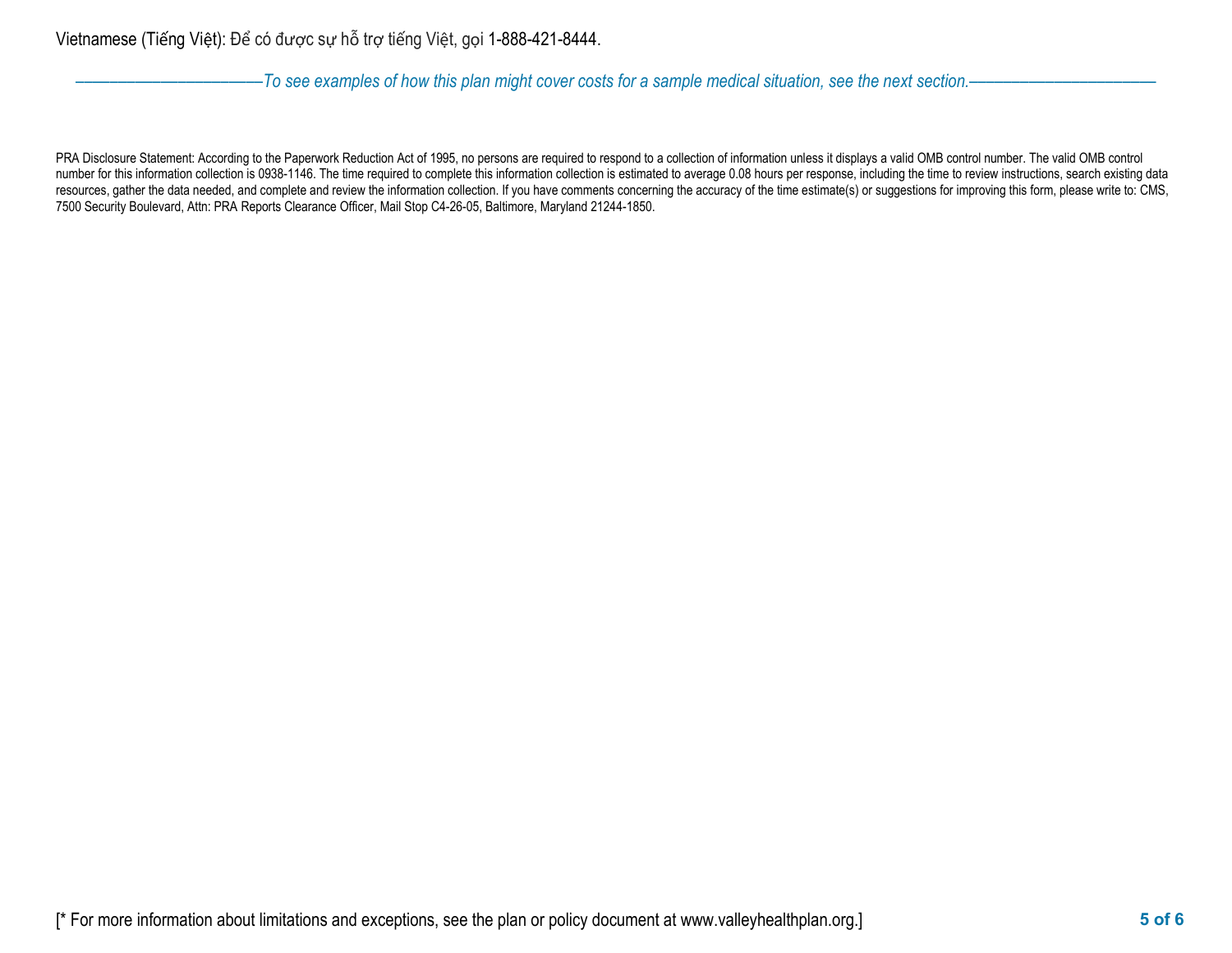Vietnamese (Tiếng Việt): Để có được sự hỗ trợ tiếng Việt, gọi 1-888-421-8444.

*——————————————To see examples of how this plan might cover costs for a sample medical situation, see the next section.——————————————*

PRA Disclosure Statement: According to the Paperwork Reduction Act of 1995, no persons are required to respond to a collection of information unless it displays a valid OMB control number. The valid OMB control number for this information collection is 0938-1146. The time required to complete this information collection is estimated to average 0.08 hours per response, including the time to review instructions, search existing data resources, gather the data needed, and complete and review the information collection. If you have comments concerning the accuracy of the time estimate(s) or suggestions for improving this form, please write to: CMS, 7500 Security Boulevard, Attn: PRA Reports Clearance Officer, Mail Stop C4-26-05, Baltimore, Maryland 21244-1850.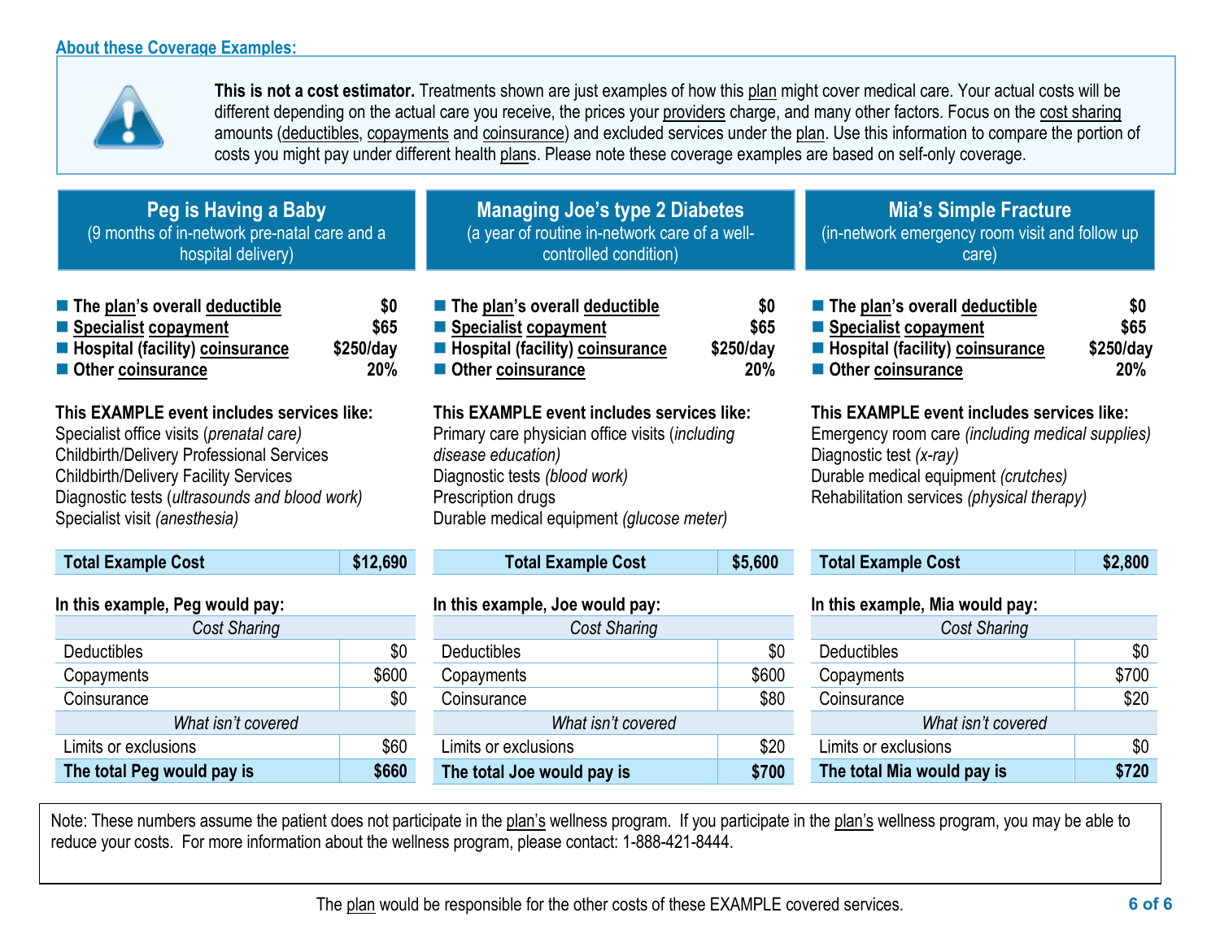## About these Coverage Examples:

**This is not a cost estimator.** Treatments shown are just examples of how this plan might cover medical care. Your actual costs will be different depending on the actual care you receive, the prices your providers charge, and many other factors. Focus on the cost sharing amounts (deductibles, copayments and coinsurance) and excluded services under the plan. Use this information to compare the portion of costs you might pay under different health plans. Please note these coverage examples are based on self-only coverage.

### Peg is Having a Baby
(9 months of in-network pre-natal care and a hospital delivery)

| | |
|---|---|
| **The plan's overall deductible** | **$0** |
| **Specialist copayment** | **$65** |
| **Hospital (facility) coinsurance** | **$250/day** |
| **Other coinsurance** | **20%** |

**This EXAMPLE event includes services like:**
Specialist office visits (*prenatal care)*
Childbirth/Delivery Professional Services
Childbirth/Delivery Facility Services
Diagnostic tests (*ultrasounds and blood work)*
Specialist visit *(anesthesia)*

| **Total Example Cost** | **$12,690** |
|---|---|

**In this example, Peg would pay:**

| *Cost Sharing* | |
|---|---|
| Deductibles | $0 |
| Copayments | $600 |
| Coinsurance | $0 |
| *What isn't covered* | |
| Limits or exclusions | $60 |
| **The total Peg would pay is** | **$660** |

### Managing Joe's type 2 Diabetes
(a year of routine in-network care of a well-controlled condition)

| | |
|---|---|
| **The plan's overall deductible** | **$0** |
| **Specialist copayment** | **$65** |
| **Hospital (facility) coinsurance** | **$250/day** |
| **Other coinsurance** | **20%** |

**This EXAMPLE event includes services like:**
Primary care physician office visits (*including disease education)*
Diagnostic tests *(blood work)*
Prescription drugs
Durable medical equipment *(glucose meter)*

| **Total Example Cost** | **$5,600** |
|---|---|

**In this example, Joe would pay:**

| *Cost Sharing* | |
|---|---|
| Deductibles | $0 |
| Copayments | $600 |
| Coinsurance | $80 |
| *What isn't covered* | |
| Limits or exclusions | $20 |
| **The total Joe would pay is** | **$700** |

### Mia's Simple Fracture
(in-network emergency room visit and follow up care)

| | |
|---|---|
| **The plan's overall deductible** | **$0** |
| **Specialist copayment** | **$65** |
| **Hospital (facility) coinsurance** | **$250/day** |
| **Other coinsurance** | **20%** |

**This EXAMPLE event includes services like:**
Emergency room care *(including medical supplies)*
Diagnostic test *(x-ray)*
Durable medical equipment *(crutches)*
Rehabilitation services *(physical therapy)*

| **Total Example Cost** | **$2,800** |
|---|---|

**In this example, Mia would pay:**

| *Cost Sharing* | |
|---|---|
| Deductibles | $0 |
| Copayments | $700 |
| Coinsurance | $20 |
| *What isn't covered* | |
| Limits or exclusions | $0 |
| **The total Mia would pay is** | **$720** |

Note: These numbers assume the patient does not participate in the plan's wellness program. If you participate in the plan's wellness program, you may be able to reduce your costs. For more information about the wellness program, please contact: 1-888-421-8444.

The plan would be responsible for the other costs of these EXAMPLE covered services.